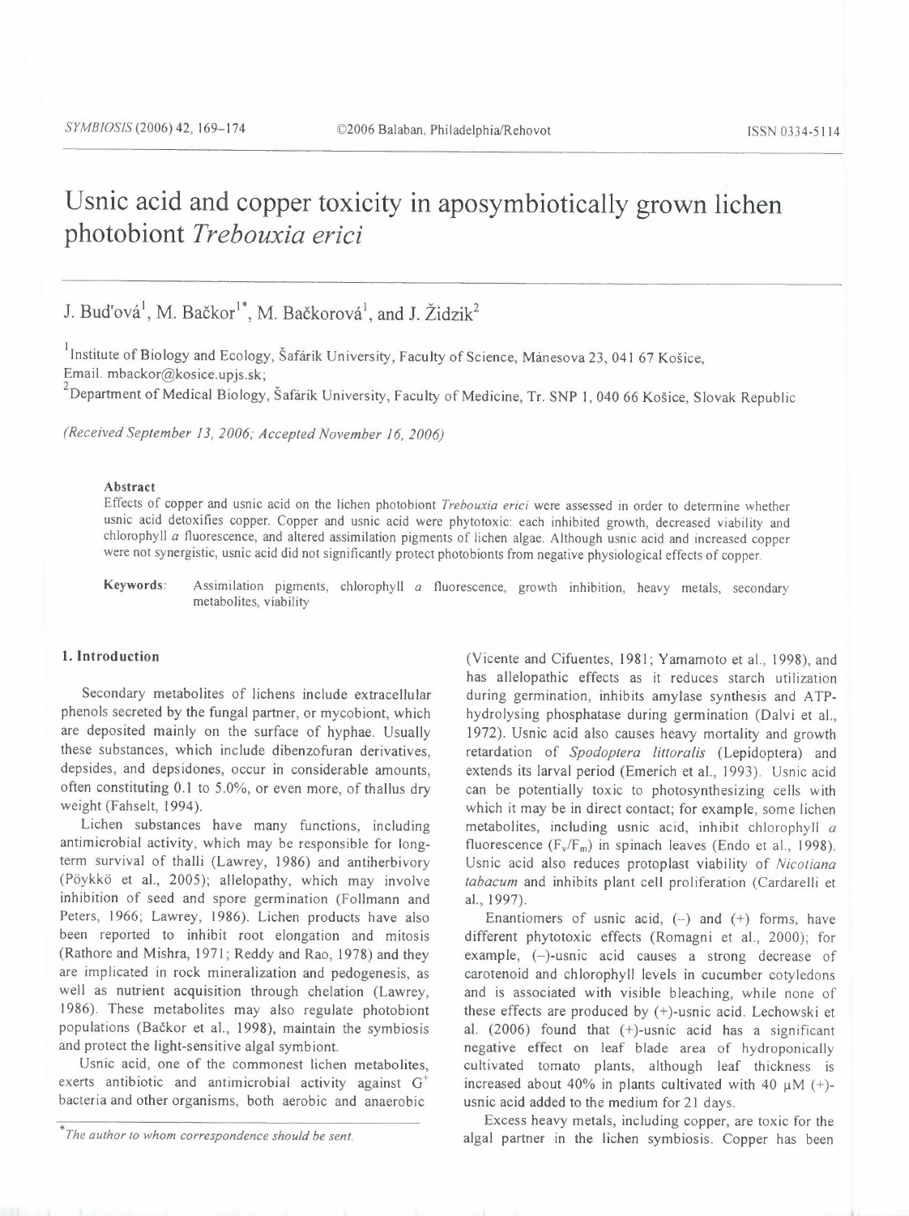# Usnic acid and copper toxicity in aposymbiotically grown lichen photobiont *Trebouxia erici*

J. Bud'ová[1], M. Bačkor[1*], M. Bačkorová[1], and J. Židzik[2]

[1]Institute of Biology and Ecology, Šafárik University, Faculty of Science, Mánesova 23, 041 67 Košice, Email. mbackor@kosice.upjs.sk;

[2]Department of Medical Biology, Šafárik University, Faculty of Medicine, Tr. SNP 1, 040 66 Košice, Slovak Republic

*(Received September 13, 2006; Accepted November 16, 2006)*

### Abstract

Effects of copper and usnic acid on the lichen photobiont *Trebouxia erici* were assessed in order to determine whether usnic acid detoxifies copper. Copper and usnic acid were phytotoxic: each inhibited growth, decreased viability and chlorophyll *a* fluorescence, and altered assimilation pigments of lichen algae. Although usnic acid and increased copper were not synergistic, usnic acid did not significantly protect photobionts from negative physiological effects of copper.

**Keywords**: Assimilation pigments, chlorophyll *a* fluorescence, growth inhibition, heavy metals, secondary metabolites, viability

## 1. Introduction

Secondary metabolites of lichens include extracellular phenols secreted by the fungal partner, or mycobiont, which are deposited mainly on the surface of hyphae. Usually these substances, which include dibenzofuran derivatives, depsides, and depsidones, occur in considerable amounts, often constituting 0.1 to 5.0%, or even more, of thallus dry weight (Fahselt, 1994).

Lichen substances have many functions, including antimicrobial activity, which may be responsible for long-term survival of thalli (Lawrey, 1986) and antiherbivory (Pöykkö et al., 2005); allelopathy, which may involve inhibition of seed and spore germination (Follmann and Peters, 1966; Lawrey, 1986). Lichen products have also been reported to inhibit root elongation and mitosis (Rathore and Mishra, 1971; Reddy and Rao, 1978) and they are implicated in rock mineralization and pedogenesis, as well as nutrient acquisition through chelation (Lawrey, 1986). These metabolites may also regulate photobiont populations (Bačkor et al., 1998), maintain the symbiosis and protect the light-sensitive algal symbiont.

Usnic acid, one of the commonest lichen metabolites, exerts antibiotic and antimicrobial activity against $G^+$ bacteria and other organisms, both aerobic and anaerobic (Vicente and Cifuentes, 1981; Yamamoto et al., 1998), and has allelopathic effects as it reduces starch utilization during germination, inhibits amylase synthesis and ATP-hydrolysing phosphatase during germination (Dalvi et al., 1972). Usnic acid also causes heavy mortality and growth retardation of *Spodoptera littoralis* (Lepidoptera) and extends its larval period (Emerich et al., 1993). Usnic acid can be potentially toxic to photosynthesizing cells with which it may be in direct contact; for example, some lichen metabolites, including usnic acid, inhibit chlorophyll *a* fluorescence ($F_v/F_m$) in spinach leaves (Endo et al., 1998). Usnic acid also reduces protoplast viability of *Nicotiana tabacum* and inhibits plant cell proliferation (Cardarelli et al., 1997).

Enantiomers of usnic acid, (–) and (+) forms, have different phytotoxic effects (Romagni et al., 2000); for example, (–)-usnic acid causes a strong decrease of carotenoid and chlorophyll levels in cucumber cotyledons and is associated with visible bleaching, while none of these effects are produced by (+)-usnic acid. Lechowski et al. (2006) found that (+)-usnic acid has a significant negative effect on leaf blade area of hydroponically cultivated tomato plants, although leaf thickness is increased about 40% in plants cultivated with 40 μM (+)-usnic acid added to the medium for 21 days.

Excess heavy metals, including copper, are toxic for the algal partner in the lichen symbiosis. Copper has been

*\*The author to whom correspondence should be sent.*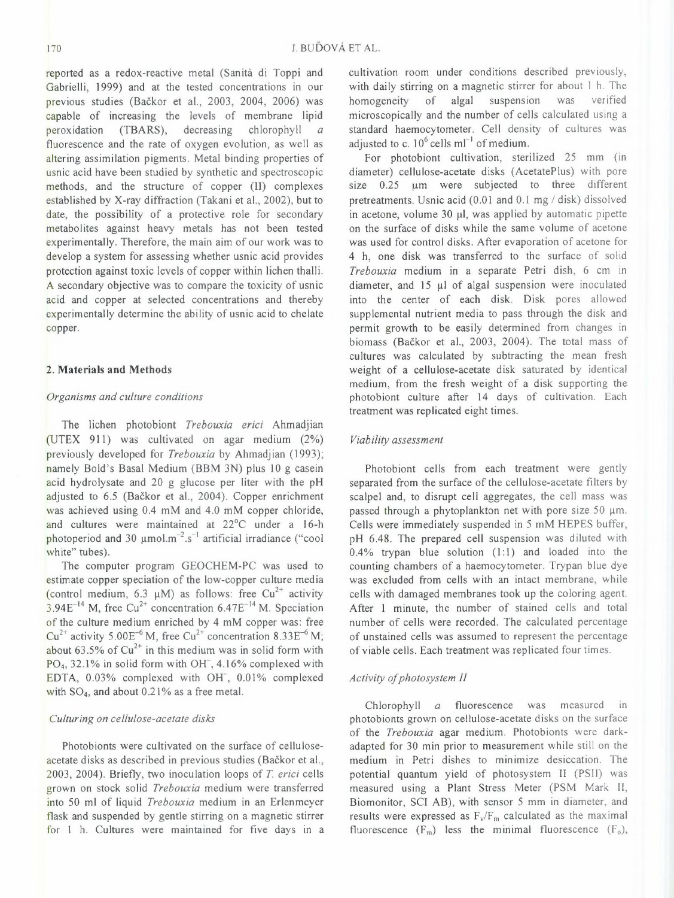reported as a redox-reactive metal (Sanità di Toppi and Gabrielli, 1999) and at the tested concentrations in our previous studies (Bačkor et al., 2003, 2004, 2006) was capable of increasing the levels of membrane lipid peroxidation (TBARS), decreasing chlorophyll *a* fluorescence and the rate of oxygen evolution, as well as altering assimilation pigments. Metal binding properties of usnic acid have been studied by synthetic and spectroscopic methods, and the structure of copper (II) complexes established by X-ray diffraction (Takani et al., 2002), but to date, the possibility of a protective role for secondary metabolites against heavy metals has not been tested experimentally. Therefore, the main aim of our work was to develop a system for assessing whether usnic acid provides protection against toxic levels of copper within lichen thalli. A secondary objective was to compare the toxicity of usnic acid and copper at selected concentrations and thereby experimentally determine the ability of usnic acid to chelate copper.

## 2. Materials and Methods

### *Organisms and culture conditions*

The lichen photobiont *Trebouxia erici* Ahmadjian (UTEX 911) was cultivated on agar medium (2%) previously developed for *Trebouxia* by Ahmadjian (1993); namely Bold's Basal Medium (BBM 3N) plus 10 g casein acid hydrolysate and 20 g glucose per liter with the pH adjusted to 6.5 (Bačkor et al., 2004). Copper enrichment was achieved using 0.4 mM and 4.0 mM copper chloride, and cultures were maintained at 22°C under a 16-h photoperiod and 30 $\mu mol.m^{-2}.s^{-1}$ artificial irradiance ("cool white" tubes).

The computer program GEOCHEM-PC was used to estimate copper speciation of the low-copper culture media (control medium, 6.3 μM) as follows: free $Cu^{2+}$ activity $3.94E^{-14}$ M, free $Cu^{2+}$ concentration $6.47E^{-14}$ M. Speciation of the culture medium enriched by 4 mM copper was: free $Cu^{2+}$ activity $5.00E^{-6}$ M, free $Cu^{2+}$ concentration $8.33E^{-6}$ M; about 63.5% of $Cu^{2+}$ in this medium was in solid form with $PO_4$, 32.1% in solid form with $OH^-$, 4.16% complexed with EDTA, 0.03% complexed with $OH^-$, 0.01% complexed with $SO_4$, and about 0.21% as a free metal.

### *Culturing on cellulose-acetate disks*

Photobionts were cultivated on the surface of cellulose-acetate disks as described in previous studies (Bačkor et al., 2003, 2004). Briefly, two inoculation loops of *T. erici* cells grown on stock solid *Trebouxia* medium were transferred into 50 ml of liquid *Trebouxia* medium in an Erlenmeyer flask and suspended by gentle stirring on a magnetic stirrer for 1 h. Cultures were maintained for five days in a cultivation room under conditions described previously, with daily stirring on a magnetic stirrer for about 1 h. The homogeneity of algal suspension was verified microscopically and the number of cells calculated using a standard haemocytometer. Cell density of cultures was adjusted to c. $10^6$ cells $ml^{-1}$ of medium.

For photobiont cultivation, sterilized 25 mm (in diameter) cellulose-acetate disks (AcetatePlus) with pore size 0.25 μm were subjected to three different pretreatments. Usnic acid (0.01 and 0.1 mg / disk) dissolved in acetone, volume 30 μl, was applied by automatic pipette on the surface of disks while the same volume of acetone was used for control disks. After evaporation of acetone for 4 h, one disk was transferred to the surface of solid *Trebouxia* medium in a separate Petri dish, 6 cm in diameter, and 15 μl of algal suspension were inoculated into the center of each disk. Disk pores allowed supplemental nutrient media to pass through the disk and permit growth to be easily determined from changes in biomass (Bačkor et al., 2003, 2004). The total mass of cultures was calculated by subtracting the mean fresh weight of a cellulose-acetate disk saturated by identical medium, from the fresh weight of a disk supporting the photobiont culture after 14 days of cultivation. Each treatment was replicated eight times.

### *Viability assessment*

Photobiont cells from each treatment were gently separated from the surface of the cellulose-acetate filters by scalpel and, to disrupt cell aggregates, the cell mass was passed through a phytoplankton net with pore size 50 μm. Cells were immediately suspended in 5 mM HEPES buffer, pH 6.48. The prepared cell suspension was diluted with 0.4% trypan blue solution (1:1) and loaded into the counting chambers of a haemocytometer. Trypan blue dye was excluded from cells with an intact membrane, while cells with damaged membranes took up the coloring agent. After 1 minute, the number of stained cells and total number of cells were recorded. The calculated percentage of unstained cells was assumed to represent the percentage of viable cells. Each treatment was replicated four times.

### *Activity of photosystem II*

Chlorophyll *a* fluorescence was measured in photobionts grown on cellulose-acetate disks on the surface of the *Trebouxia* agar medium. Photobionts were dark-adapted for 30 min prior to measurement while still on the medium in Petri dishes to minimize desiccation. The potential quantum yield of photosystem II (PSII) was measured using a Plant Stress Meter (PSM Mark II, Biomonitor, SCI AB), with sensor 5 mm in diameter, and results were expressed as $F_v/F_m$ calculated as the maximal fluorescence ($F_m$) less the minimal fluorescence ($F_o$),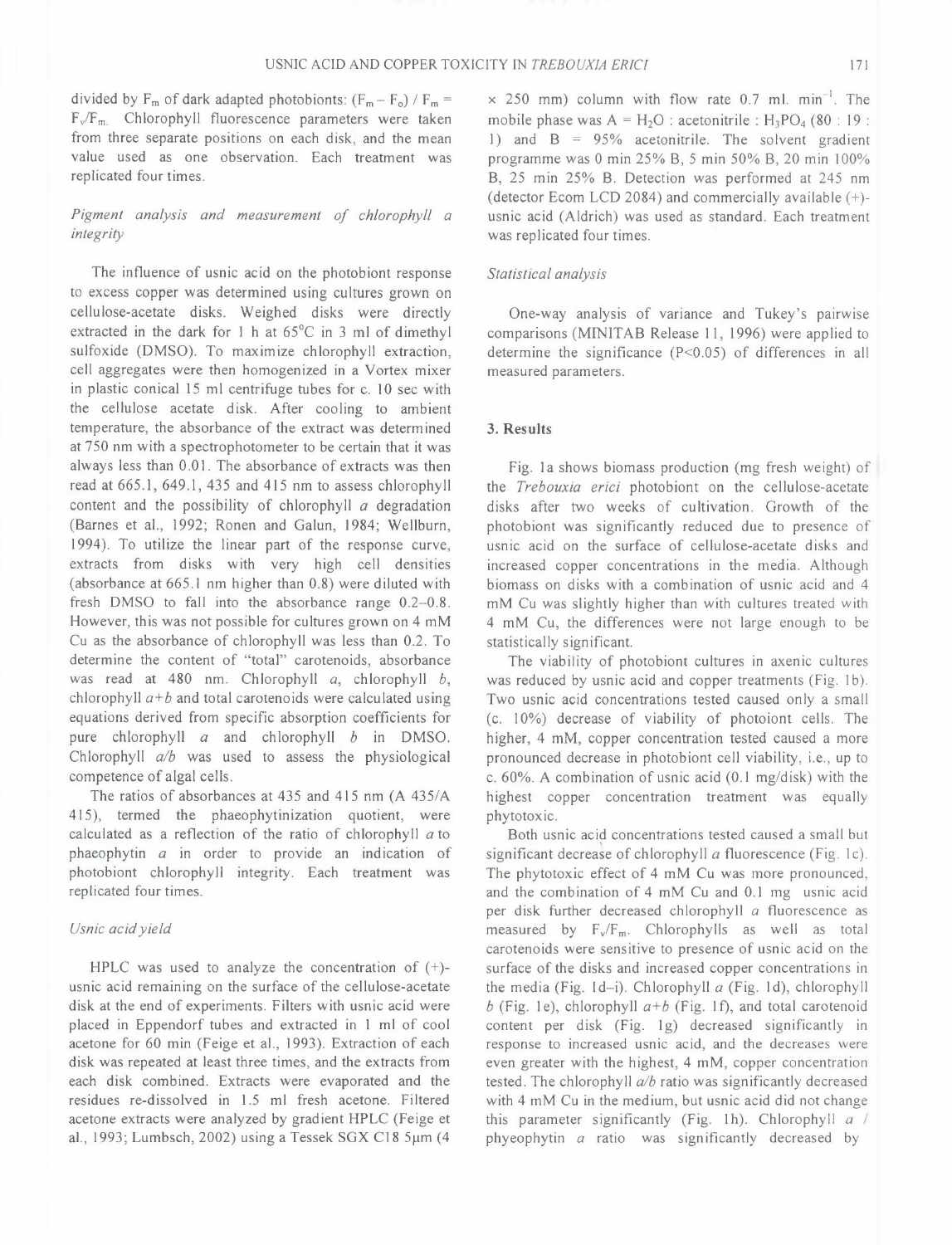divided by $F_m$ of dark adapted photobionts: $(F_m - F_o) / F_m = F_v/F_m$. Chlorophyll fluorescence parameters were taken from three separate positions on each disk, and the mean value used as one observation. Each treatment was replicated four times.

*Pigment analysis and measurement of chlorophyll a integrity*

The influence of usnic acid on the photobiont response to excess copper was determined using cultures grown on cellulose-acetate disks. Weighed disks were directly extracted in the dark for 1 h at 65°C in 3 ml of dimethyl sulfoxide (DMSO). To maximize chlorophyll extraction, cell aggregates were then homogenized in a Vortex mixer in plastic conical 15 ml centrifuge tubes for c. 10 sec with the cellulose acetate disk. After cooling to ambient temperature, the absorbance of the extract was determined at 750 nm with a spectrophotometer to be certain that it was always less than 0.01. The absorbance of extracts was then read at 665.1, 649.1, 435 and 415 nm to assess chlorophyll content and the possibility of chlorophyll *a* degradation (Barnes et al., 1992; Ronen and Galun, 1984; Wellburn, 1994). To utilize the linear part of the response curve, extracts from disks with very high cell densities (absorbance at 665.1 nm higher than 0.8) were diluted with fresh DMSO to fall into the absorbance range 0.2–0.8. However, this was not possible for cultures grown on 4 mM Cu as the absorbance of chlorophyll was less than 0.2. To determine the content of "total" carotenoids, absorbance was read at 480 nm. Chlorophyll *a*, chlorophyll *b*, chlorophyll *a+b* and total carotenoids were calculated using equations derived from specific absorption coefficients for pure chlorophyll *a* and chlorophyll *b* in DMSO. Chlorophyll *a/b* was used to assess the physiological competence of algal cells.

The ratios of absorbances at 435 and 415 nm (A 435/A 415), termed the phaeophytinization quotient, were calculated as a reflection of the ratio of chlorophyll *a* to phaeophytin *a* in order to provide an indication of photobiont chlorophyll integrity. Each treatment was replicated four times.

*Usnic acid yield*

HPLC was used to analyze the concentration of (+)-usnic acid remaining on the surface of the cellulose-acetate disk at the end of experiments. Filters with usnic acid were placed in Eppendorf tubes and extracted in 1 ml of cool acetone for 60 min (Feige et al., 1993). Extraction of each disk was repeated at least three times, and the extracts from each disk combined. Extracts were evaporated and the residues re-dissolved in 1.5 ml fresh acetone. Filtered acetone extracts were analyzed by gradient HPLC (Feige et al., 1993; Lumbsch, 2002) using a Tessek SGX C18 5μm (4 × 250 mm) column with flow rate 0.7 ml. $min^{-1}$. The mobile phase was A = $H_2O$ : acetonitrile : $H_3PO_4$ (80 : 19 : 1) and B = 95% acetonitrile. The solvent gradient programme was 0 min 25% B, 5 min 50% B, 20 min 100% B, 25 min 25% B. Detection was performed at 245 nm (detector Ecom LCD 2084) and commercially available (+)-usnic acid (Aldrich) was used as standard. Each treatment was replicated four times.

*Statistical analysis*

One-way analysis of variance and Tukey's pairwise comparisons (MINITAB Release 11, 1996) were applied to determine the significance ($P<0.05$) of differences in all measured parameters.

## 3. Results

Fig. 1a shows biomass production (mg fresh weight) of the *Trebouxia erici* photobiont on the cellulose-acetate disks after two weeks of cultivation. Growth of the photobiont was significantly reduced due to presence of usnic acid on the surface of cellulose-acetate disks and increased copper concentrations in the media. Although biomass on disks with a combination of usnic acid and 4 mM Cu was slightly higher than with cultures treated with 4 mM Cu, the differences were not large enough to be statistically significant.

The viability of photobiont cultures in axenic cultures was reduced by usnic acid and copper treatments (Fig. 1b). Two usnic acid concentrations tested caused only a small (c. 10%) decrease of viability of photoiont cells. The higher, 4 mM, copper concentration tested caused a more pronounced decrease in photobiont cell viability, i.e., up to c. 60%. A combination of usnic acid (0.1 mg/disk) with the highest copper concentration treatment was equally phytotoxic.

Both usnic acid concentrations tested caused a small but significant decrease of chlorophyll *a* fluorescence (Fig. 1c). The phytotoxic effect of 4 mM Cu was more pronounced, and the combination of 4 mM Cu and 0.1 mg usnic acid per disk further decreased chlorophyll *a* fluorescence as measured by $F_v/F_m$. Chlorophylls as well as total carotenoids were sensitive to presence of usnic acid on the surface of the disks and increased copper concentrations in the media (Fig. 1d–i). Chlorophyll *a* (Fig. 1d), chlorophyll *b* (Fig. 1e), chlorophyll *a+b* (Fig. 1f), and total carotenoid content per disk (Fig. 1g) decreased significantly in response to increased usnic acid, and the decreases were even greater with the highest, 4 mM, copper concentration tested. The chlorophyll *a/b* ratio was significantly decreased with 4 mM Cu in the medium, but usnic acid did not change this parameter significantly (Fig. 1h). Chlorophyll *a* / pheophytin *a* ratio was significantly decreased by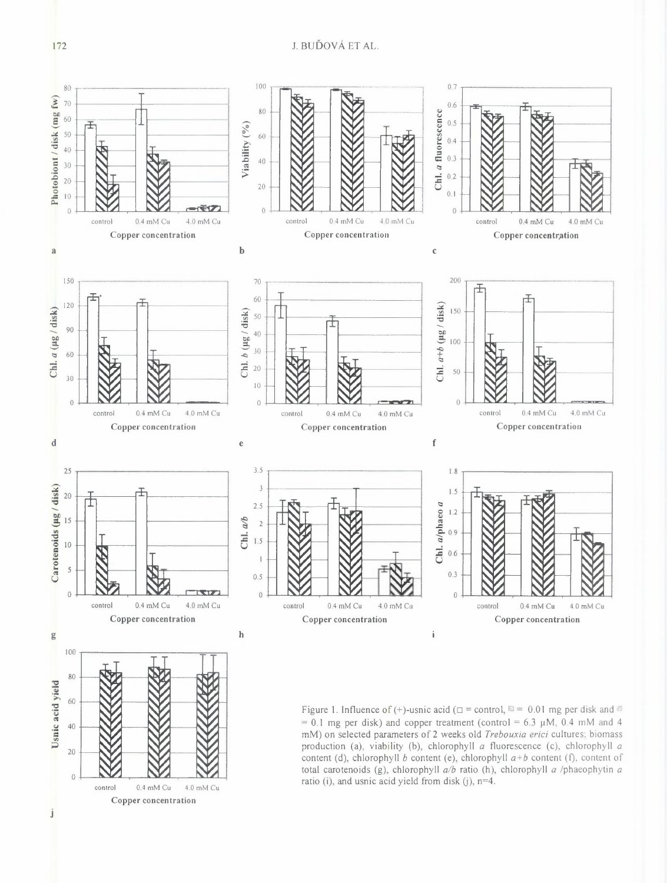Figure 1. Influence of (+)-usnic acid (□ = control, ▧ = 0.01 mg per disk and ▨ = 0.1 mg per disk) and copper treatment (control = 6.3 μM, 0.4 mM and 4 mM) on selected parameters of 2 weeks old *Trebouxia erici* cultures: biomass production (a), viability (b), chlorophyll *a* fluorescence (c), chlorophyll *a* content (d), chlorophyll *b* content (e), chlorophyll *a+b* content (f), content of total carotenoids (g), chlorophyll *a/b* ratio (h), chlorophyll *a* /phaeophytin *a* ratio (i), and usnic acid yield from disk (j), n=4.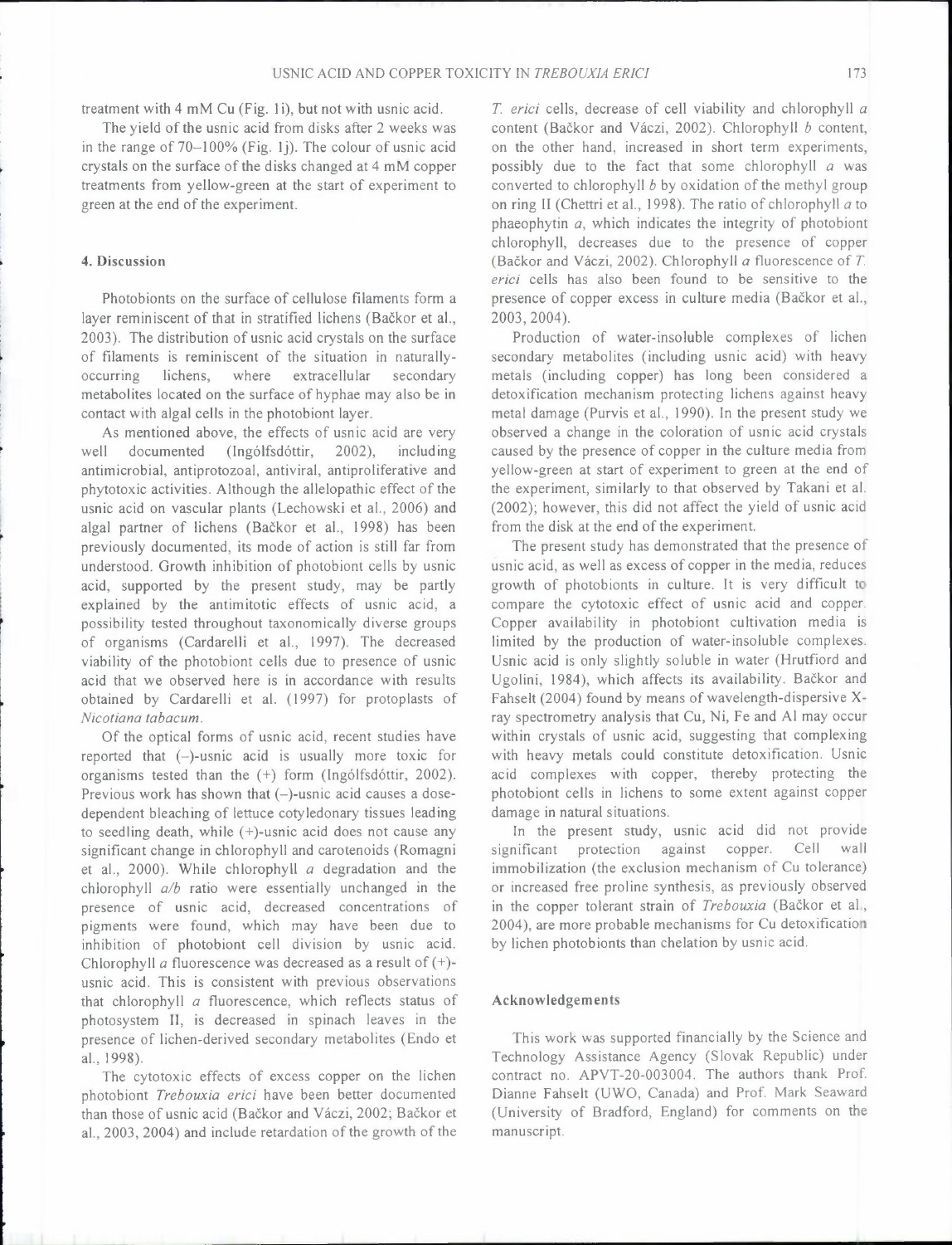treatment with 4 mM Cu (Fig. 1i), but not with usnic acid.

The yield of the usnic acid from disks after 2 weeks was in the range of 70–100% (Fig. 1j). The colour of usnic acid crystals on the surface of the disks changed at 4 mM copper treatments from yellow-green at the start of experiment to green at the end of the experiment.

## 4. Discussion

Photobionts on the surface of cellulose filaments form a layer reminiscent of that in stratified lichens (Bačkor et al., 2003). The distribution of usnic acid crystals on the surface of filaments is reminiscent of the situation in naturally-occurring lichens, where extracellular secondary metabolites located on the surface of hyphae may also be in contact with algal cells in the photobiont layer.

As mentioned above, the effects of usnic acid are very well documented (Ingólfsdóttir, 2002), including antimicrobial, antiprotozoal, antiviral, antiproliferative and phytotoxic activities. Although the allelopathic effect of the usnic acid on vascular plants (Lechowski et al., 2006) and algal partner of lichens (Bačkor et al., 1998) has been previously documented, its mode of action is still far from understood. Growth inhibition of photobiont cells by usnic acid, supported by the present study, may be partly explained by the antimitotic effects of usnic acid, a possibility tested throughout taxonomically diverse groups of organisms (Cardarelli et al., 1997). The decreased viability of the photobiont cells due to presence of usnic acid that we observed here is in accordance with results obtained by Cardarelli et al. (1997) for protoplasts of *Nicotiana tabacum*.

Of the optical forms of usnic acid, recent studies have reported that (–)-usnic acid is usually more toxic for organisms tested than the (+) form (Ingólfsdóttir, 2002). Previous work has shown that (–)-usnic acid causes a dose-dependent bleaching of lettuce cotyledonary tissues leading to seedling death, while (+)-usnic acid does not cause any significant change in chlorophyll and carotenoids (Romagni et al., 2000). While chlorophyll *a* degradation and the chlorophyll *a/b* ratio were essentially unchanged in the presence of usnic acid, decreased concentrations of pigments were found, which may have been due to inhibition of photobiont cell division by usnic acid. Chlorophyll *a* fluorescence was decreased as a result of (+)-usnic acid. This is consistent with previous observations that chlorophyll *a* fluorescence, which reflects status of photosystem II, is decreased in spinach leaves in the presence of lichen-derived secondary metabolites (Endo et al., 1998).

The cytotoxic effects of excess copper on the lichen photobiont *Trebouxia erici* have been better documented than those of usnic acid (Bačkor and Váczi, 2002; Bačkor et al., 2003, 2004) and include retardation of the growth of the *T. erici* cells, decrease of cell viability and chlorophyll *a* content (Bačkor and Váczi, 2002). Chlorophyll *b* content, on the other hand, increased in short term experiments, possibly due to the fact that some chlorophyll *a* was converted to chlorophyll *b* by oxidation of the methyl group on ring II (Chettri et al., 1998). The ratio of chlorophyll *a* to phaeophytin *a*, which indicates the integrity of photobiont chlorophyll, decreases due to the presence of copper (Bačkor and Váczi, 2002). Chlorophyll *a* fluorescence of *T. erici* cells has also been found to be sensitive to the presence of copper excess in culture media (Bačkor et al., 2003, 2004).

Production of water-insoluble complexes of lichen secondary metabolites (including usnic acid) with heavy metals (including copper) has long been considered a detoxification mechanism protecting lichens against heavy metal damage (Purvis et al., 1990). In the present study we observed a change in the coloration of usnic acid crystals caused by the presence of copper in the culture media from yellow-green at start of experiment to green at the end of the experiment, similarly to that observed by Takani et al. (2002); however, this did not affect the yield of usnic acid from the disk at the end of the experiment.

The present study has demonstrated that the presence of usnic acid, as well as excess of copper in the media, reduces growth of photobionts in culture. It is very difficult to compare the cytotoxic effect of usnic acid and copper. Copper availability in photobiont cultivation media is limited by the production of water-insoluble complexes. Usnic acid is only slightly soluble in water (Hrutfiord and Ugolini, 1984), which affects its availability. Bačkor and Fahselt (2004) found by means of wavelength-dispersive X-ray spectrometry analysis that Cu, Ni, Fe and Al may occur within crystals of usnic acid, suggesting that complexing with heavy metals could constitute detoxification. Usnic acid complexes with copper, thereby protecting the photobiont cells in lichens to some extent against copper damage in natural situations.

In the present study, usnic acid did not provide significant protection against copper. Cell wall immobilization (the exclusion mechanism of Cu tolerance) or increased free proline synthesis, as previously observed in the copper tolerant strain of *Trebouxia* (Bačkor et al., 2004), are more probable mechanisms for Cu detoxification by lichen photobionts than chelation by usnic acid.

## Acknowledgements

This work was supported financially by the Science and Technology Assistance Agency (Slovak Republic) under contract no. APVT-20-003004. The authors thank Prof. Dianne Fahselt (UWO, Canada) and Prof. Mark Seaward (University of Bradford, England) for comments on the manuscript.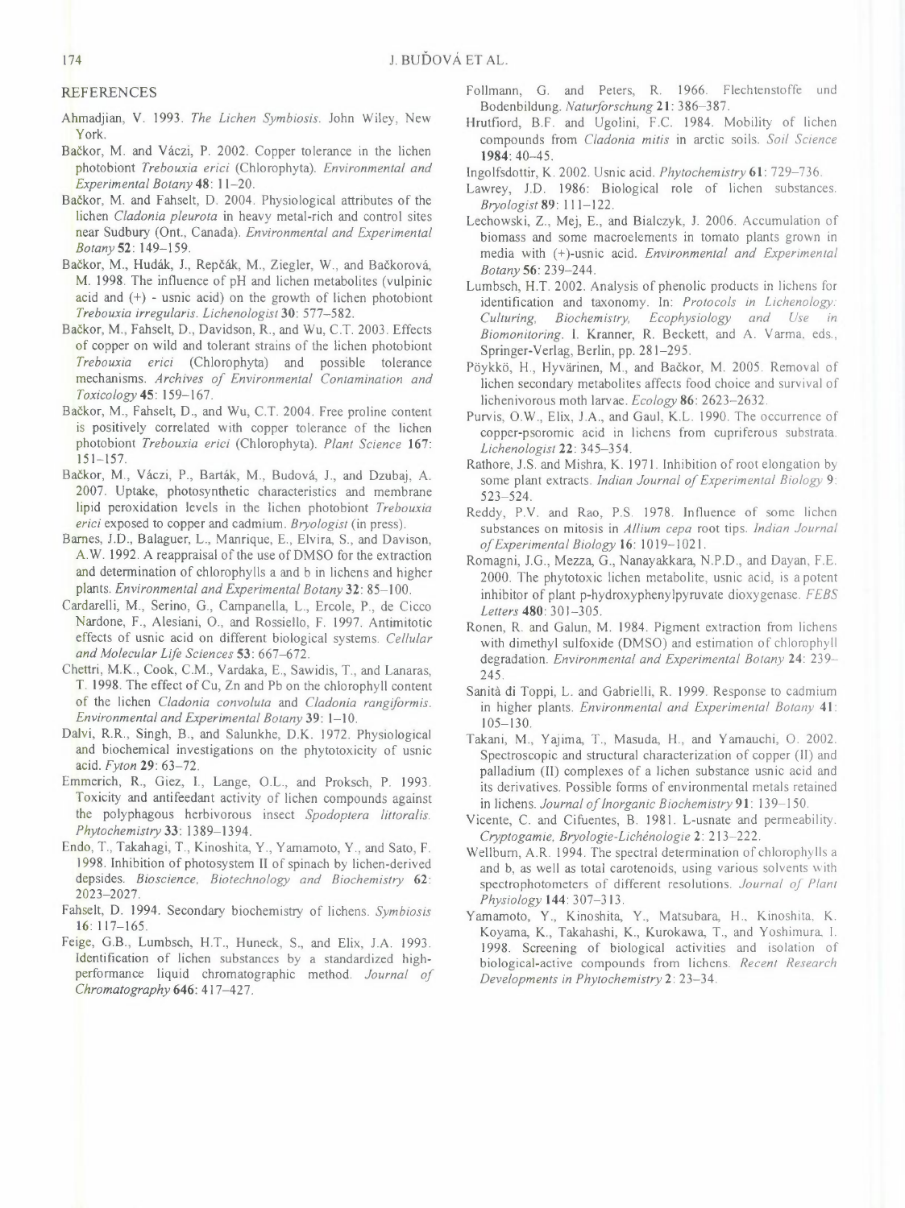## REFERENCES

Ahmadjian, V. 1993. *The Lichen Symbiosis*. John Wiley, New York.

Bačkor, M. and Váczi, P. 2002. Copper tolerance in the lichen photobiont *Trebouxia erici* (Chlorophyta). *Environmental and Experimental Botany* **48**: 11–20.

Bačkor, M. and Fahselt, D. 2004. Physiological attributes of the lichen *Cladonia pleurota* in heavy metal-rich and control sites near Sudbury (Ont., Canada). *Environmental and Experimental Botany* **52**: 149–159.

Bačkor, M., Hudák, J., Repčák, M., Ziegler, W., and Bačkorová, M. 1998. The influence of pH and lichen metabolites (vulpinic acid and (+) - usnic acid) on the growth of lichen photobiont *Trebouxia irregularis*. *Lichenologist* **30**: 577–582.

Bačkor, M., Fahselt, D., Davidson, R., and Wu, C.T. 2003. Effects of copper on wild and tolerant strains of the lichen photobiont *Trebouxia erici* (Chlorophyta) and possible tolerance mechanisms. *Archives of Environmental Contamination and Toxicology* **45**: 159–167.

Bačkor, M., Fahselt, D., and Wu, C.T. 2004. Free proline content is positively correlated with copper tolerance of the lichen photobiont *Trebouxia erici* (Chlorophyta). *Plant Science* **167**: 151–157.

Bačkor, M., Váczi, P., Barták, M., Buďová, J., and Dzubaj, A. 2007. Uptake, photosynthetic characteristics and membrane lipid peroxidation levels in the lichen photobiont *Trebouxia erici* exposed to copper and cadmium. *Bryologist* (in press).

Barnes, J.D., Balaguer, L., Manrique, E., Elvira, S., and Davison, A.W. 1992. A reappraisal of the use of DMSO for the extraction and determination of chlorophylls a and b in lichens and higher plants. *Environmental and Experimental Botany* **32**: 85–100.

Cardarelli, M., Serino, G., Campanella, L., Ercole, P., de Cicco Nardone, F., Alesiani, O., and Rossiello, F. 1997. Antimitotic effects of usnic acid on different biological systems. *Cellular and Molecular Life Sciences* **53**: 667–672.

Chettri, M.K., Cook, C.M., Vardaka, E., Sawidis, T., and Lanaras, T. 1998. The effect of Cu, Zn and Pb on the chlorophyll content of the lichen *Cladonia convoluta* and *Cladonia rangiformis*. *Environmental and Experimental Botany* **39**: 1–10.

Dalvi, R.R., Singh, B., and Salunkhe, D.K. 1972. Physiological and biochemical investigations on the phytotoxicity of usnic acid. *Fyton* **29**: 63–72.

Emmerich, R., Giez, I., Lange, O.L., and Proksch, P. 1993. Toxicity and antifeedant activity of lichen compounds against the polyphagous herbivorous insect *Spodoptera littoralis*. *Phytochemistry* **33**: 1389–1394.

Endo, T., Takahagi, T., Kinoshita, Y., Yamamoto, Y., and Sato, F. 1998. Inhibition of photosystem II of spinach by lichen-derived depsides. *Bioscience, Biotechnology and Biochemistry* **62**: 2023–2027.

Fahselt, D. 1994. Secondary biochemistry of lichens. *Symbiosis* **16**: 117–165.

Feige, G.B., Lumbsch, H.T., Huneck, S., and Elix, J.A. 1993. Identification of lichen substances by a standardized high-performance liquid chromatographic method. *Journal of Chromatography* **646**: 417–427.

Follmann, G. and Peters, R. 1966. Flechtenstoffe und Bodenbildung. *Naturforschung* **21**: 386–387.

Hrutfiord, B.F. and Ugolini, F.C. 1984. Mobility of lichen compounds from *Cladonia mitis* in arctic soils. *Soil Science* **1984**: 40–45.

Ingolfsdottir, K. 2002. Usnic acid. *Phytochemistry* **61**: 729–736.

Lawrey, J.D. 1986: Biological role of lichen substances. *Bryologist* **89**: 111–122.

Lechowski, Z., Mej, E., and Bialczyk, J. 2006. Accumulation of biomass and some macroelements in tomato plants grown in media with (+)-usnic acid. *Environmental and Experimental Botany* **56**: 239–244.

Lumbsch, H.T. 2002. Analysis of phenolic products in lichens for identification and taxonomy. In: *Protocols in Lichenology: Culturing, Biochemistry, Ecophysiology and Use in Biomonitoring*. I. Kranner, R. Beckett, and A. Varma, eds., Springer-Verlag, Berlin, pp. 281–295.

Pöykkö, H., Hyvärinen, M., and Bačkor, M. 2005. Removal of lichen secondary metabolites affects food choice and survival of lichenivorous moth larvae. *Ecology* **86**: 2623–2632.

Purvis, O.W., Elix, J.A., and Gaul, K.L. 1990. The occurrence of copper-psoromic acid in lichens from cupriferous substrata. *Lichenologist* **22**: 345–354.

Rathore, J.S. and Mishra, K. 1971. Inhibition of root elongation by some plant extracts. *Indian Journal of Experimental Biology* **9**: 523–524.

Reddy, P.V. and Rao, P.S. 1978. Influence of some lichen substances on mitosis in *Allium cepa* root tips. *Indian Journal of Experimental Biology* **16**: 1019–1021.

Romagni, J.G., Mezza, G., Nanayakkara, N.P.D., and Dayan, F.E. 2000. The phytotoxic lichen metabolite, usnic acid, is a potent inhibitor of plant p-hydroxyphenylpyruvate dioxygenase. *FEBS Letters* **480**: 301–305.

Ronen, R. and Galun, M. 1984. Pigment extraction from lichens with dimethyl sulfoxide (DMSO) and estimation of chlorophyll degradation. *Environmental and Experimental Botany* **24**: 239–245.

Sanità di Toppi, L. and Gabrielli, R. 1999. Response to cadmium in higher plants. *Environmental and Experimental Botany* **41**: 105–130.

Takani, M., Yajima, T., Masuda, H., and Yamauchi, O. 2002. Spectroscopic and structural characterization of copper (II) and palladium (II) complexes of a lichen substance usnic acid and its derivatives. Possible forms of environmental metals retained in lichens. *Journal of Inorganic Biochemistry* **91**: 139–150.

Vicente, C. and Cifuentes, B. 1981. L-usnate and permeability. *Cryptogamie, Bryologie-Lichénologie* **2**: 213–222.

Wellburn, A.R. 1994. The spectral determination of chlorophylls a and b, as well as total carotenoids, using various solvents with spectrophotometers of different resolutions. *Journal of Plant Physiology* **144**: 307–313.

Yamamoto, Y., Kinoshita, Y., Matsubara, H., Kinoshita, K. Koyama, K., Takahashi, K., Kurokawa, T., and Yoshimura, I. 1998. Screening of biological activities and isolation of biological-active compounds from lichens. *Recent Research Developments in Phytochemistry* **2**: 23–34.